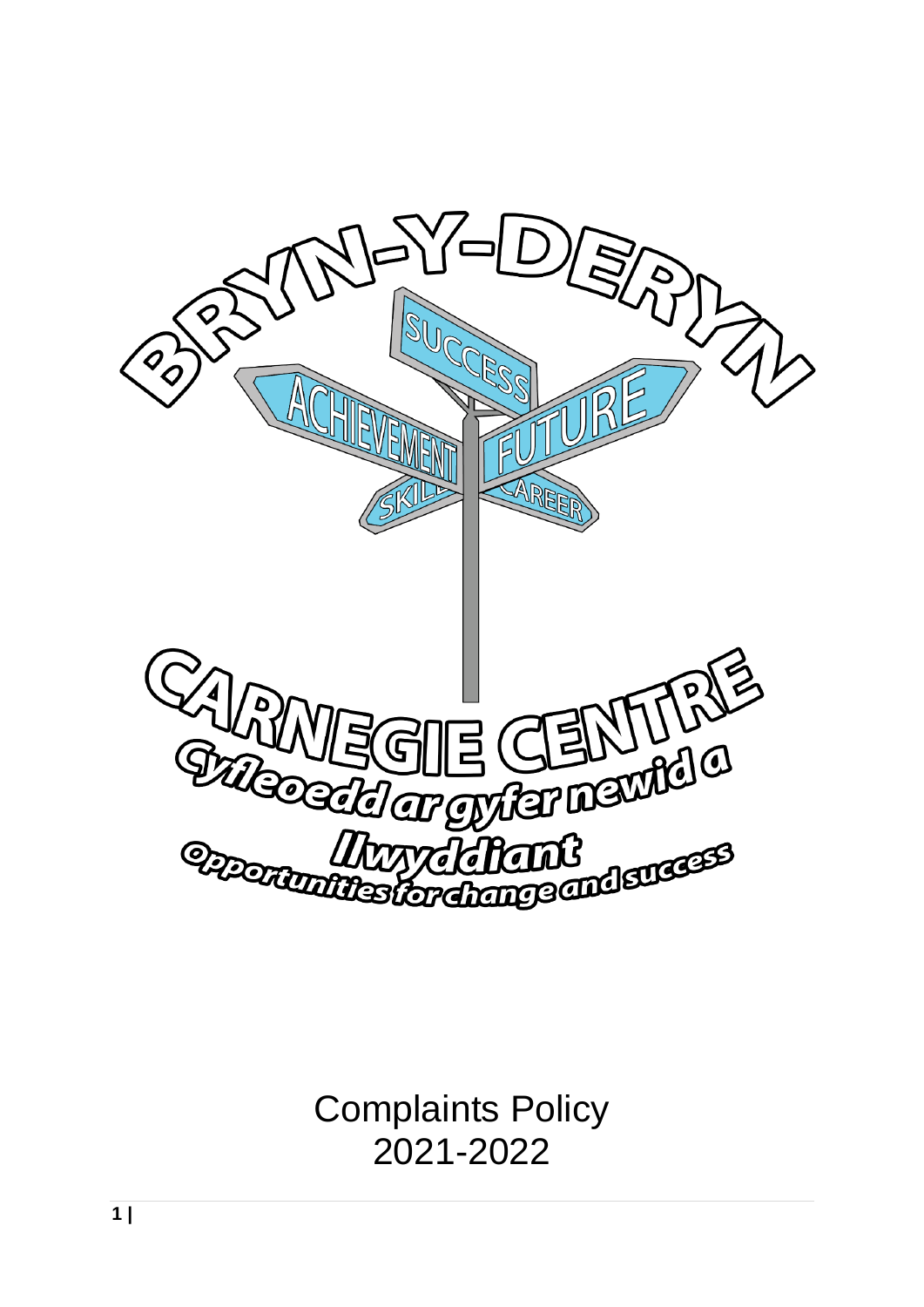BRYN-Y-DERYN

SUCCESS

ACHIEVEMENT

FUTURE

SKILLS

CAREER

CARNEGIE CENTRE

Cyfleoedd ar gyfer newid a llwyddiant

Opportunities for change and success

# Complaints Policy 2021-2022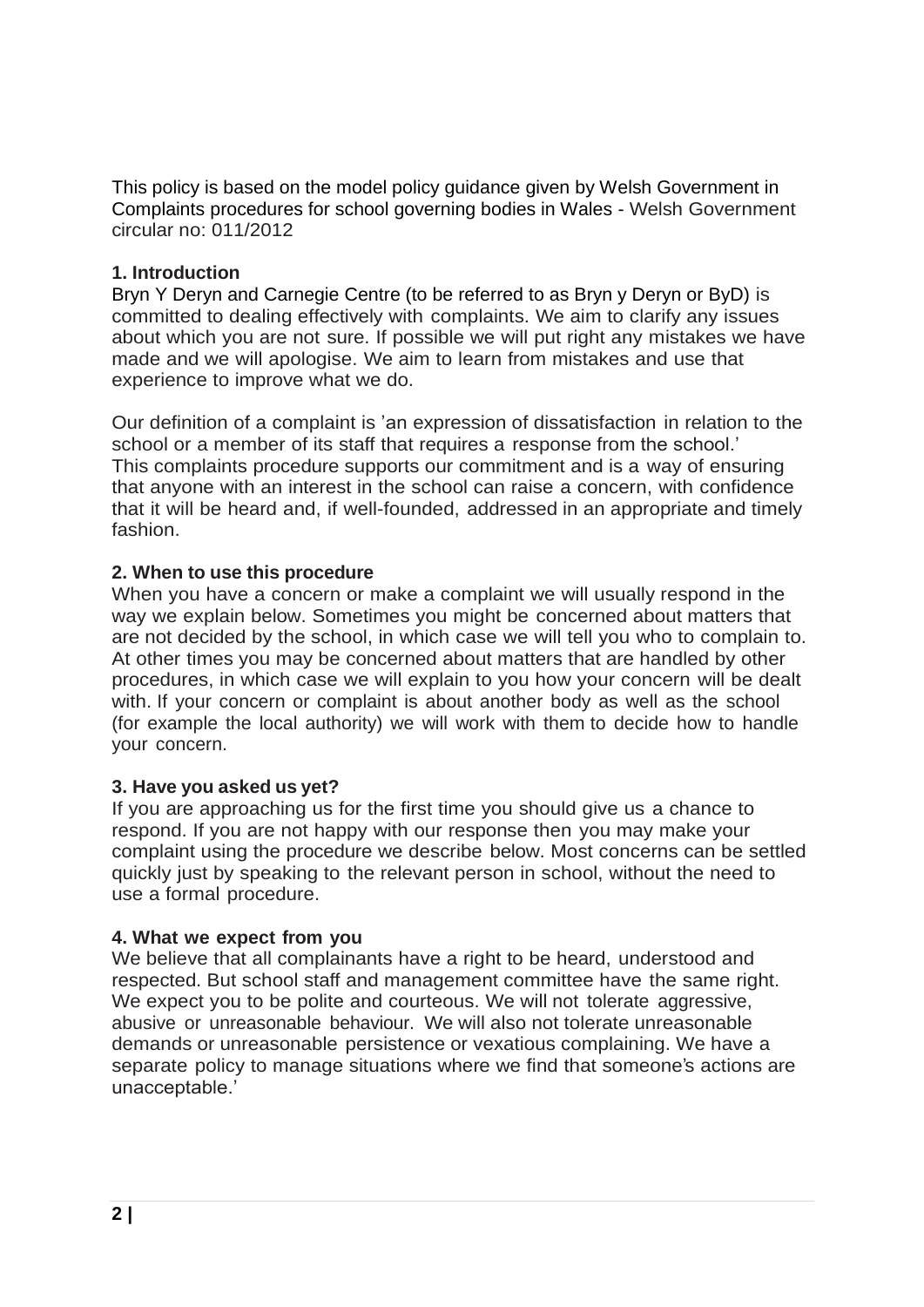This policy is based on the model policy guidance given by Welsh Government in Complaints procedures for school governing bodies in Wales - Welsh Government circular no: 011/2012

## 1. Introduction

Bryn Y Deryn and Carnegie Centre (to be referred to as Bryn y Deryn or ByD) is committed to dealing effectively with complaints. We aim to clarify any issues about which you are not sure. If possible we will put right any mistakes we have made and we will apologise. We aim to learn from mistakes and use that experience to improve what we do.

Our definition of a complaint is 'an expression of dissatisfaction in relation to the school or a member of its staff that requires a response from the school.' This complaints procedure supports our commitment and is a way of ensuring that anyone with an interest in the school can raise a concern, with confidence that it will be heard and, if well-founded, addressed in an appropriate and timely fashion.

## 2. When to use this procedure

When you have a concern or make a complaint we will usually respond in the way we explain below. Sometimes you might be concerned about matters that are not decided by the school, in which case we will tell you who to complain to. At other times you may be concerned about matters that are handled by other procedures, in which case we will explain to you how your concern will be dealt with. If your concern or complaint is about another body as well as the school (for example the local authority) we will work with them to decide how to handle your concern.

## 3. Have you asked us yet?

If you are approaching us for the first time you should give us a chance to respond. If you are not happy with our response then you may make your complaint using the procedure we describe below. Most concerns can be settled quickly just by speaking to the relevant person in school, without the need to use a formal procedure.

## 4. What we expect from you

We believe that all complainants have a right to be heard, understood and respected. But school staff and management committee have the same right. We expect you to be polite and courteous. We will not tolerate aggressive, abusive or unreasonable behaviour. We will also not tolerate unreasonable demands or unreasonable persistence or vexatious complaining. We have a separate policy to manage situations where we find that someone's actions are unacceptable.'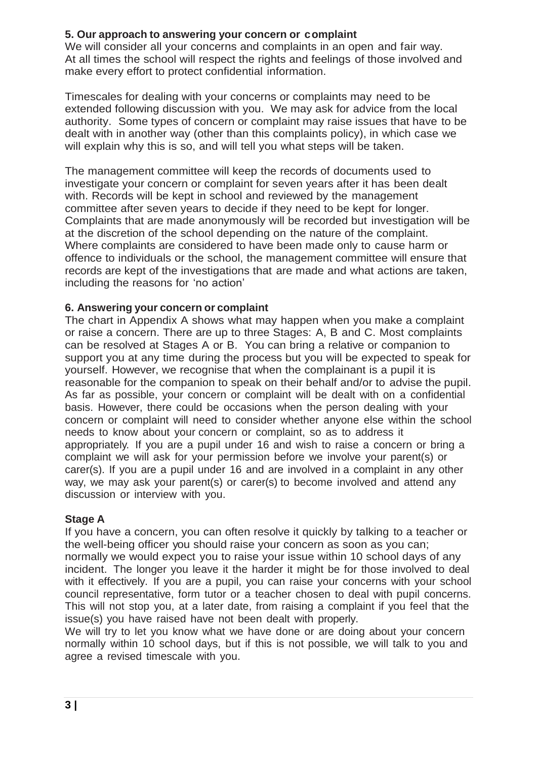**5. Our approach to answering your concern or complaint**

We will consider all your concerns and complaints in an open and fair way. At all times the school will respect the rights and feelings of those involved and make every effort to protect confidential information.

Timescales for dealing with your concerns or complaints may need to be extended following discussion with you. We may ask for advice from the local authority. Some types of concern or complaint may raise issues that have to be dealt with in another way (other than this complaints policy), in which case we will explain why this is so, and will tell you what steps will be taken.

The management committee will keep the records of documents used to investigate your concern or complaint for seven years after it has been dealt with. Records will be kept in school and reviewed by the management committee after seven years to decide if they need to be kept for longer. Complaints that are made anonymously will be recorded but investigation will be at the discretion of the school depending on the nature of the complaint. Where complaints are considered to have been made only to cause harm or offence to individuals or the school, the management committee will ensure that records are kept of the investigations that are made and what actions are taken, including the reasons for 'no action'

**6. Answering your concern or complaint**

The chart in Appendix A shows what may happen when you make a complaint or raise a concern. There are up to three Stages: A, B and C. Most complaints can be resolved at Stages A or B. You can bring a relative or companion to support you at any time during the process but you will be expected to speak for yourself. However, we recognise that when the complainant is a pupil it is reasonable for the companion to speak on their behalf and/or to advise the pupil. As far as possible, your concern or complaint will be dealt with on a confidential basis. However, there could be occasions when the person dealing with your concern or complaint will need to consider whether anyone else within the school needs to know about your concern or complaint, so as to address it appropriately. If you are a pupil under 16 and wish to raise a concern or bring a complaint we will ask for your permission before we involve your parent(s) or carer(s). If you are a pupil under 16 and are involved in a complaint in any other way, we may ask your parent(s) or carer(s) to become involved and attend any discussion or interview with you.

**Stage A**

If you have a concern, you can often resolve it quickly by talking to a teacher or the well-being officer you should raise your concern as soon as you can; normally we would expect you to raise your issue within 10 school days of any incident. The longer you leave it the harder it might be for those involved to deal with it effectively. If you are a pupil, you can raise your concerns with your school council representative, form tutor or a teacher chosen to deal with pupil concerns. This will not stop you, at a later date, from raising a complaint if you feel that the issue(s) you have raised have not been dealt with properly.

We will try to let you know what we have done or are doing about your concern normally within 10 school days, but if this is not possible, we will talk to you and agree a revised timescale with you.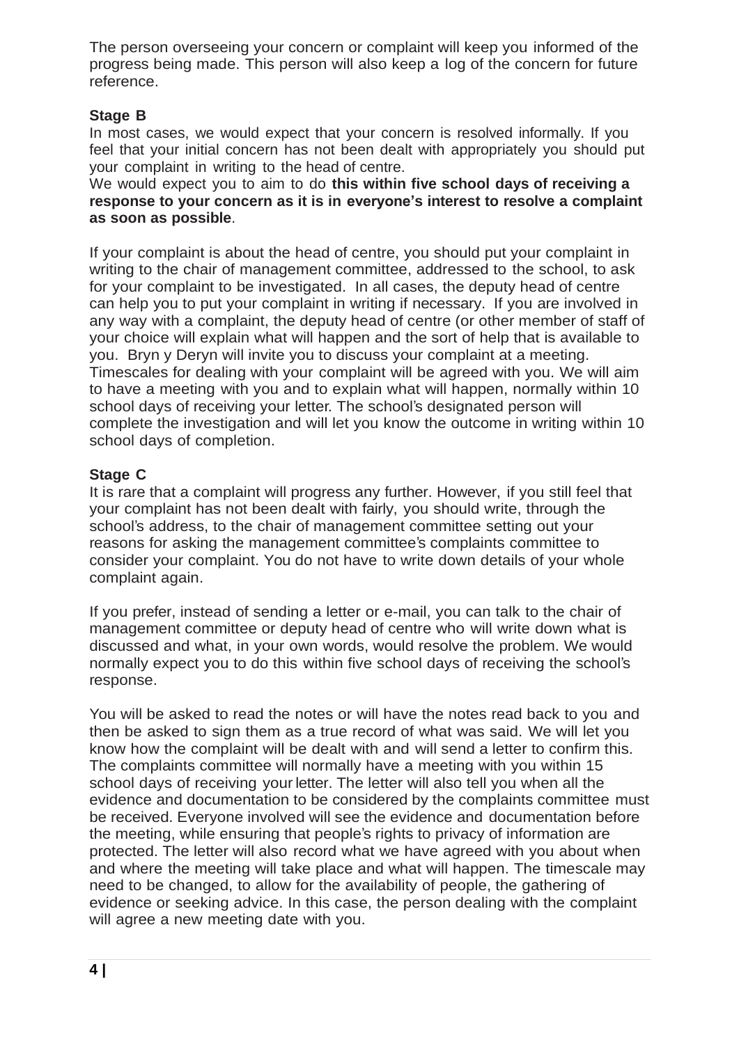The person overseeing your concern or complaint will keep you informed of the progress being made. This person will also keep a log of the concern for future reference.

**Stage B**

In most cases, we would expect that your concern is resolved informally. If you feel that your initial concern has not been dealt with appropriately you should put your complaint in writing to the head of centre.

We would expect you to aim to do **this within five school days of receiving a response to your concern as it is in everyone's interest to resolve a complaint as soon as possible**.

If your complaint is about the head of centre, you should put your complaint in writing to the chair of management committee, addressed to the school, to ask for your complaint to be investigated. In all cases, the deputy head of centre can help you to put your complaint in writing if necessary. If you are involved in any way with a complaint, the deputy head of centre (or other member of staff of your choice will explain what will happen and the sort of help that is available to you. Bryn y Deryn will invite you to discuss your complaint at a meeting. Timescales for dealing with your complaint will be agreed with you. We will aim to have a meeting with you and to explain what will happen, normally within 10 school days of receiving your letter. The school's designated person will complete the investigation and will let you know the outcome in writing within 10 school days of completion.

**Stage C**

It is rare that a complaint will progress any further. However, if you still feel that your complaint has not been dealt with fairly, you should write, through the school's address, to the chair of management committee setting out your reasons for asking the management committee's complaints committee to consider your complaint. You do not have to write down details of your whole complaint again.

If you prefer, instead of sending a letter or e-mail, you can talk to the chair of management committee or deputy head of centre who will write down what is discussed and what, in your own words, would resolve the problem. We would normally expect you to do this within five school days of receiving the school's response.

You will be asked to read the notes or will have the notes read back to you and then be asked to sign them as a true record of what was said. We will let you know how the complaint will be dealt with and will send a letter to confirm this. The complaints committee will normally have a meeting with you within 15 school days of receiving your letter. The letter will also tell you when all the evidence and documentation to be considered by the complaints committee must be received. Everyone involved will see the evidence and documentation before the meeting, while ensuring that people's rights to privacy of information are protected. The letter will also record what we have agreed with you about when and where the meeting will take place and what will happen. The timescale may need to be changed, to allow for the availability of people, the gathering of evidence or seeking advice. In this case, the person dealing with the complaint will agree a new meeting date with you.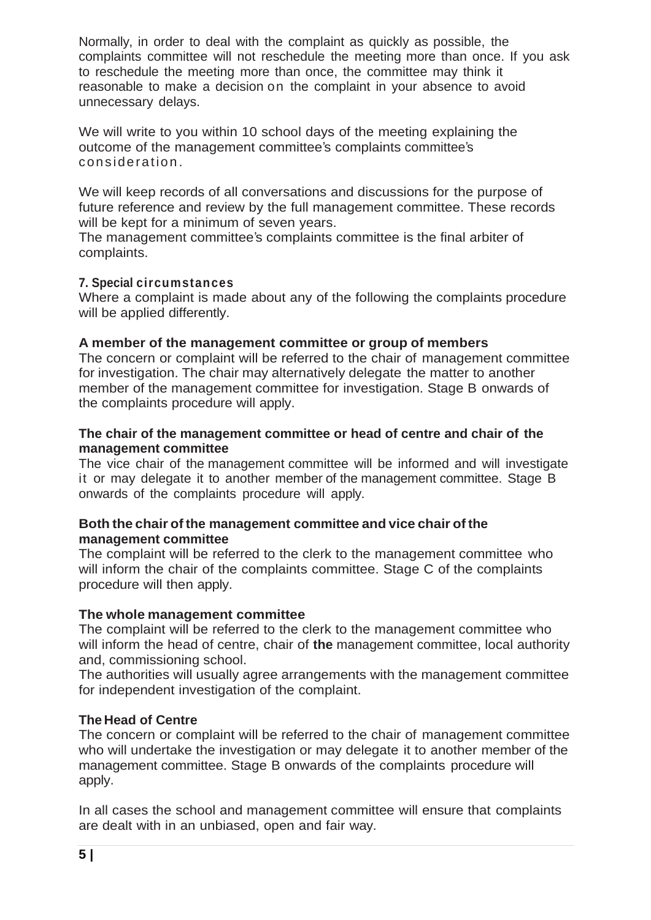Normally, in order to deal with the complaint as quickly as possible, the complaints committee will not reschedule the meeting more than once. If you ask to reschedule the meeting more than once, the committee may think it reasonable to make a decision on the complaint in your absence to avoid unnecessary delays.

We will write to you within 10 school days of the meeting explaining the outcome of the management committee's complaints committee's consideration.

We will keep records of all conversations and discussions for the purpose of future reference and review by the full management committee. These records will be kept for a minimum of seven years.
The management committee's complaints committee is the final arbiter of complaints.

### 7. Special circumstances

Where a complaint is made about any of the following the complaints procedure will be applied differently.

**A member of the management committee or group of members**
The concern or complaint will be referred to the chair of management committee for investigation. The chair may alternatively delegate the matter to another member of the management committee for investigation. Stage B onwards of the complaints procedure will apply.

**The chair of the management committee or head of centre and chair of the management committee**
The vice chair of the management committee will be informed and will investigate it or may delegate it to another member of the management committee. Stage B onwards of the complaints procedure will apply.

**Both the chair of the management committee and vice chair of the management committee**
The complaint will be referred to the clerk to the management committee who will inform the chair of the complaints committee. Stage C of the complaints procedure will then apply.

**The whole management committee**
The complaint will be referred to the clerk to the management committee who will inform the head of centre, chair of **the** management committee, local authority and, commissioning school.
The authorities will usually agree arrangements with the management committee for independent investigation of the complaint.

**The Head of Centre**
The concern or complaint will be referred to the chair of management committee who will undertake the investigation or may delegate it to another member of the management committee. Stage B onwards of the complaints procedure will apply.

In all cases the school and management committee will ensure that complaints are dealt with in an unbiased, open and fair way.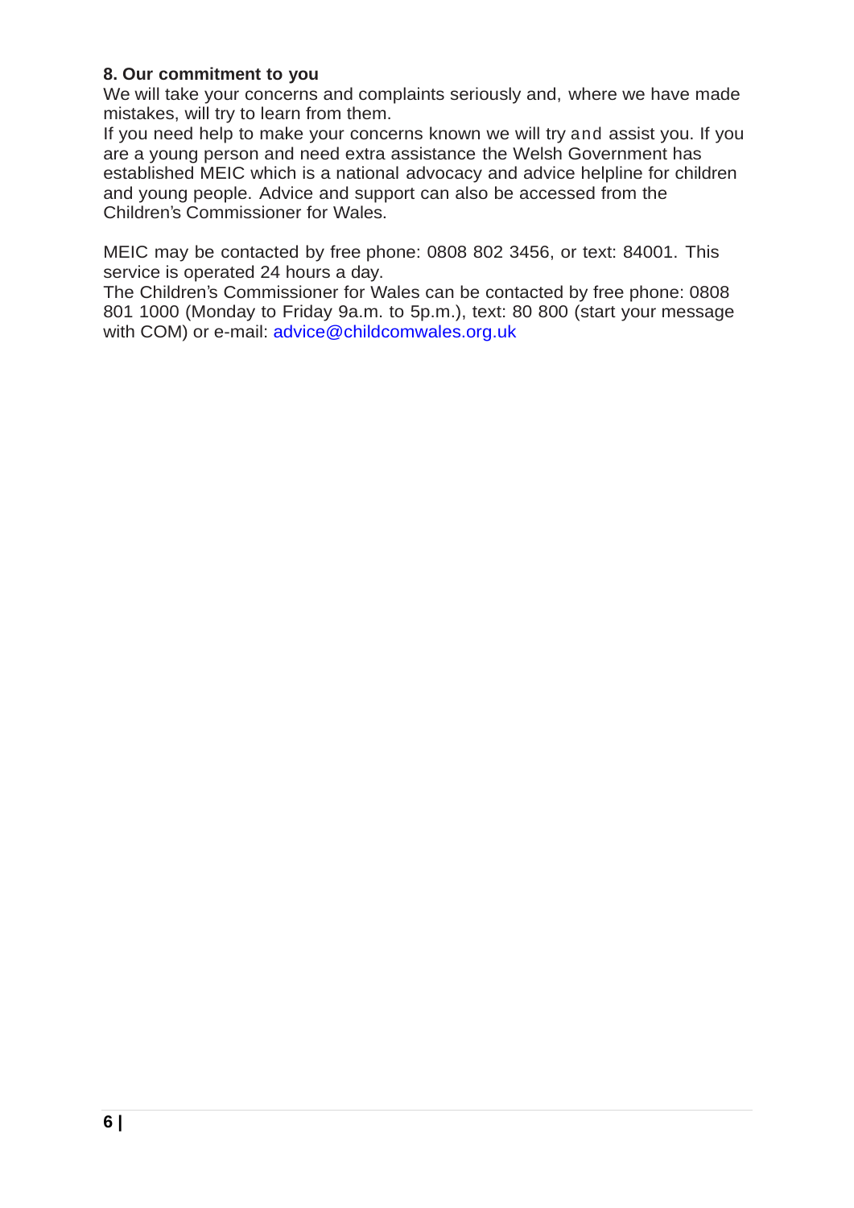**8. Our commitment to you**

We will take your concerns and complaints seriously and, where we have made mistakes, will try to learn from them.

If you need help to make your concerns known we will try and assist you. If you are a young person and need extra assistance the Welsh Government has established MEIC which is a national advocacy and advice helpline for children and young people. Advice and support can also be accessed from the Children's Commissioner for Wales.

MEIC may be contacted by free phone: 0808 802 3456, or text: 84001. This service is operated 24 hours a day.

The Children's Commissioner for Wales can be contacted by free phone: 0808 801 1000 (Monday to Friday 9a.m. to 5p.m.), text: 80 800 (start your message with COM) or e-mail: advice@childcomwales.org.uk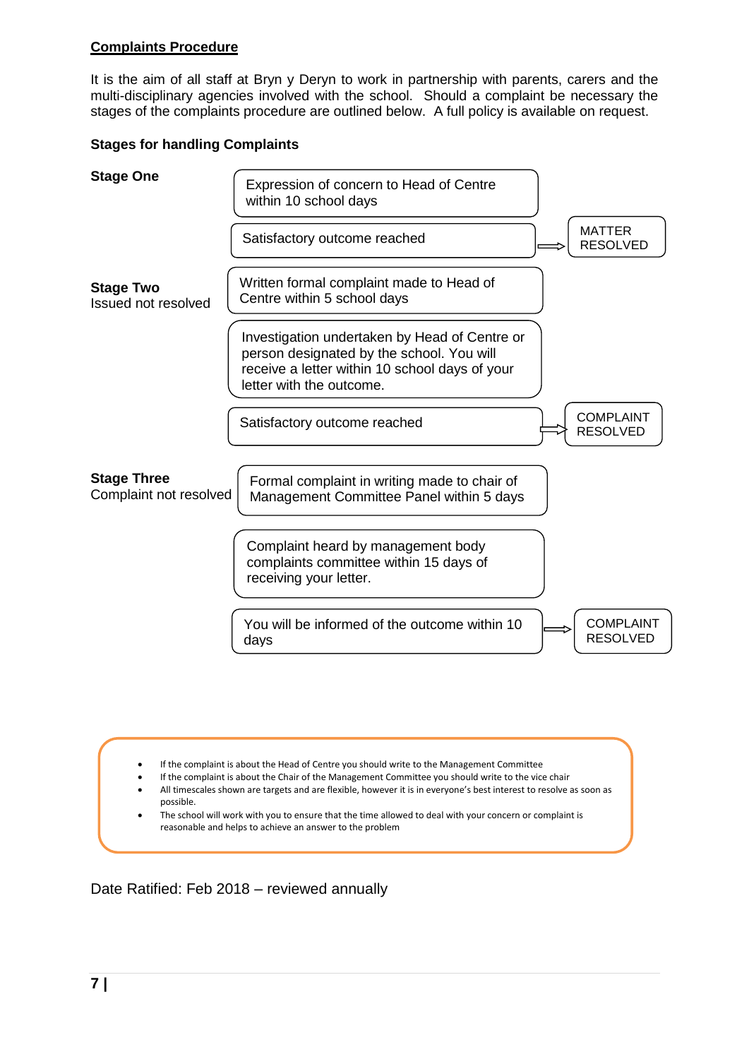## Complaints Procedure

It is the aim of all staff at Bryn y Deryn to work in partnership with parents, carers and the multi-disciplinary agencies involved with the school. Should a complaint be necessary the stages of the complaints procedure are outlined below. A full policy is available on request.

### Stages for handling Complaints

**Stage One**

- Expression of concern to Head of Centre within 10 school days
- Satisfactory outcome reached ⇒ MATTER RESOLVED

**Stage Two**
Issued not resolved

- Written formal complaint made to Head of Centre within 5 school days
- Investigation undertaken by Head of Centre or person designated by the school. You will receive a letter within 10 school days of your letter with the outcome.
- Satisfactory outcome reached ⇒ COMPLAINT RESOLVED

**Stage Three**
Complaint not resolved

- Formal complaint in writing made to chair of Management Committee Panel within 5 days
- Complaint heard by management body complaints committee within 15 days of receiving your letter.
- You will be informed of the outcome within 10 days ⇒ COMPLAINT RESOLVED

---

- If the complaint is about the Head of Centre you should write to the Management Committee
- If the complaint is about the Chair of the Management Committee you should write to the vice chair
- All timescales shown are targets and are flexible, however it is in everyone's best interest to resolve as soon as possible.
- The school will work with you to ensure that the time allowed to deal with your concern or complaint is reasonable and helps to achieve an answer to the problem

---

Date Ratified: Feb 2018 – reviewed annually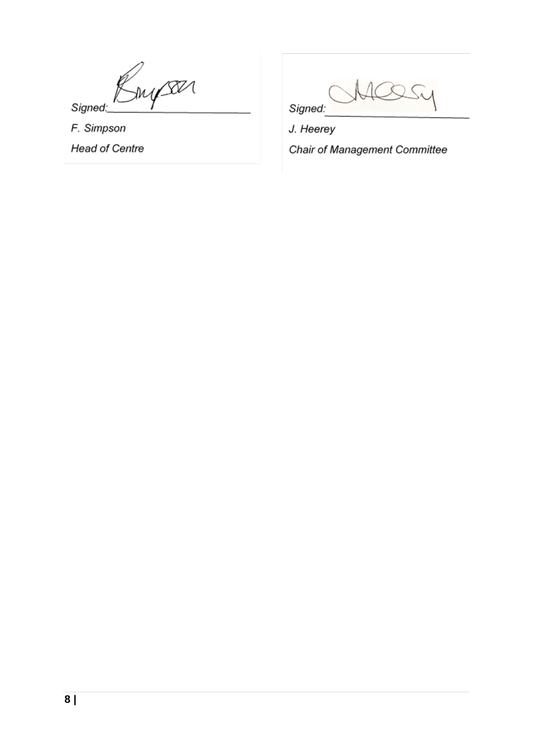Signed:\_\_\_\_\_\_\_\_\_\_\_\_\_\_\_\_\_\_\_\_\_\_\_

*F. Simpson*

*Head of Centre*

Signed:\_\_\_\_\_\_\_\_\_\_\_\_\_\_\_\_\_\_\_\_\_\_\_

*J. Heerey*

*Chair of Management Committee*